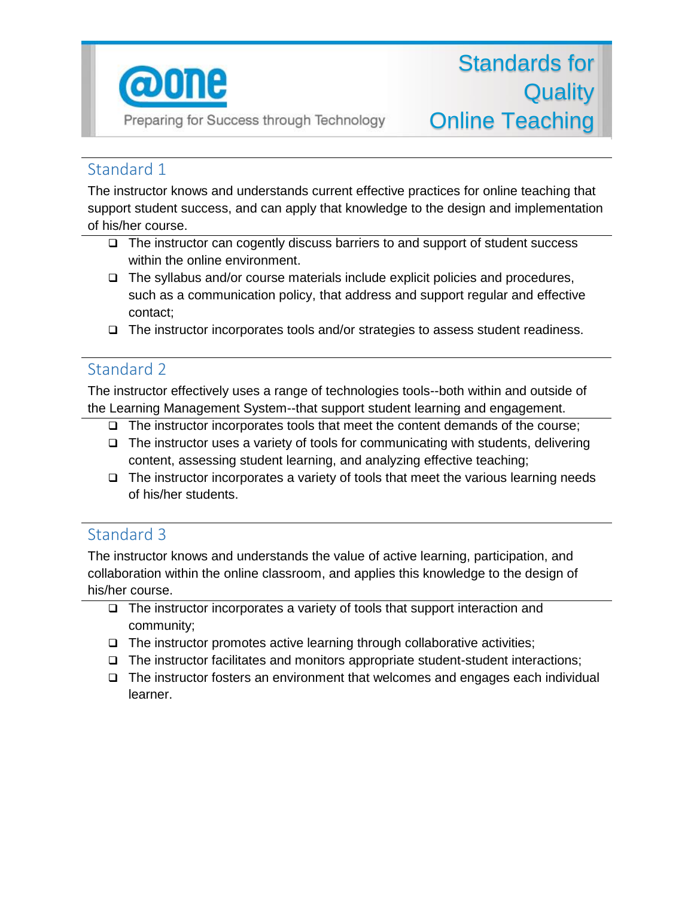@one

Preparing for Success through Technology

# Standards for Quality Online Teaching

## Standard 1

The instructor knows and understands current effective practices for online teaching that support student success, and can apply that knowledge to the design and implementation of his/her course.

- The instructor can cogently discuss barriers to and support of student success within the online environment.
- The syllabus and/or course materials include explicit policies and procedures, such as a communication policy, that address and support regular and effective contact;
- The instructor incorporates tools and/or strategies to assess student readiness.

## Standard 2

The instructor effectively uses a range of technologies tools--both within and outside of the Learning Management System--that support student learning and engagement.

- The instructor incorporates tools that meet the content demands of the course;
- The instructor uses a variety of tools for communicating with students, delivering content, assessing student learning, and analyzing effective teaching;
- The instructor incorporates a variety of tools that meet the various learning needs of his/her students.

## Standard 3

The instructor knows and understands the value of active learning, participation, and collaboration within the online classroom, and applies this knowledge to the design of his/her course.

- The instructor incorporates a variety of tools that support interaction and community;
- The instructor promotes active learning through collaborative activities;
- The instructor facilitates and monitors appropriate student-student interactions;
- The instructor fosters an environment that welcomes and engages each individual learner.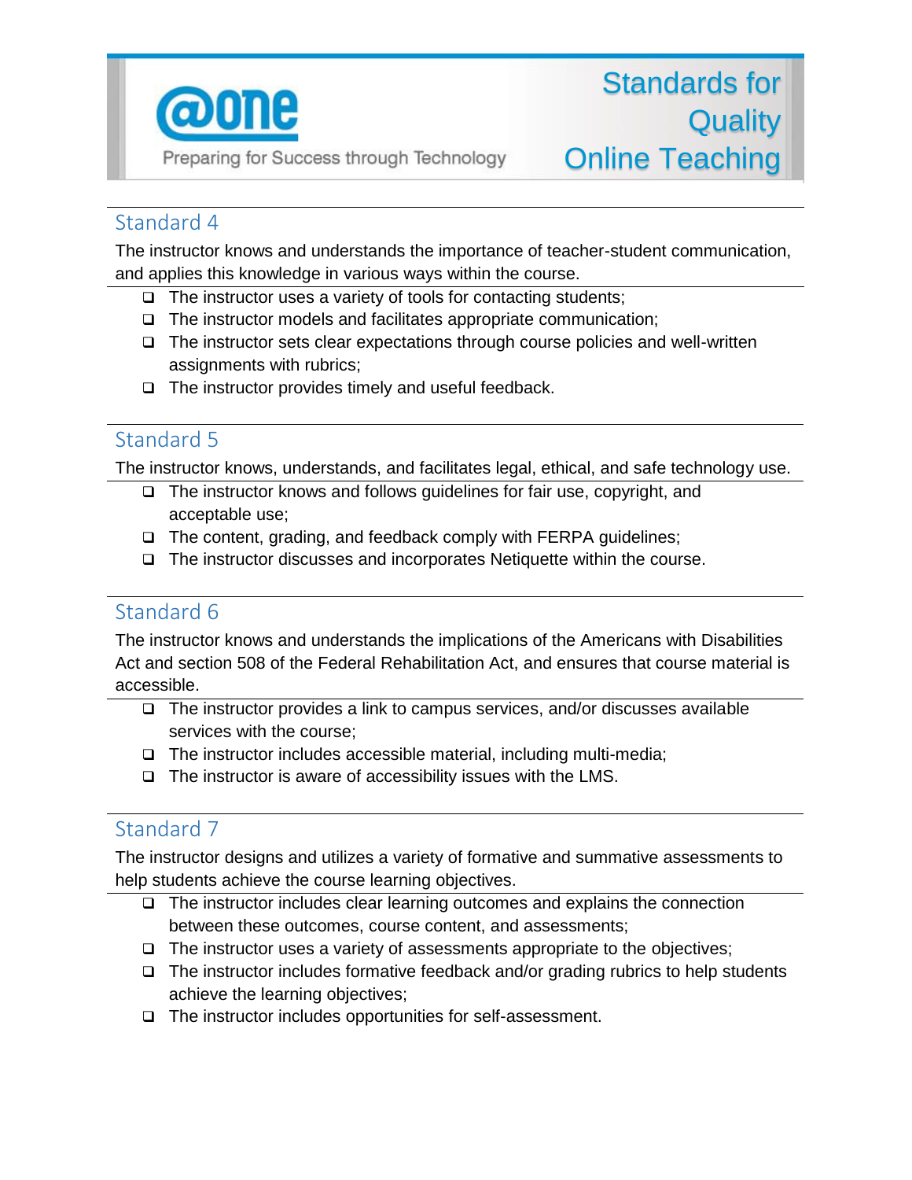## Standard 4

The instructor knows and understands the importance of teacher-student communication, and applies this knowledge in various ways within the course.

- ❑ The instructor uses a variety of tools for contacting students;
- ❑ The instructor models and facilitates appropriate communication;
- ❑ The instructor sets clear expectations through course policies and well-written assignments with rubrics;
- ❑ The instructor provides timely and useful feedback.

## Standard 5

The instructor knows, understands, and facilitates legal, ethical, and safe technology use.

- ❑ The instructor knows and follows guidelines for fair use, copyright, and acceptable use;
- ❑ The content, grading, and feedback comply with FERPA guidelines;
- ❑ The instructor discusses and incorporates Netiquette within the course.

## Standard 6

The instructor knows and understands the implications of the Americans with Disabilities Act and section 508 of the Federal Rehabilitation Act, and ensures that course material is accessible.

- ❑ The instructor provides a link to campus services, and/or discusses available services with the course;
- ❑ The instructor includes accessible material, including multi-media;
- ❑ The instructor is aware of accessibility issues with the LMS.

## Standard 7

The instructor designs and utilizes a variety of formative and summative assessments to help students achieve the course learning objectives.

- ❑ The instructor includes clear learning outcomes and explains the connection between these outcomes, course content, and assessments;
- ❑ The instructor uses a variety of assessments appropriate to the objectives;
- ❑ The instructor includes formative feedback and/or grading rubrics to help students achieve the learning objectives;
- ❑ The instructor includes opportunities for self-assessment.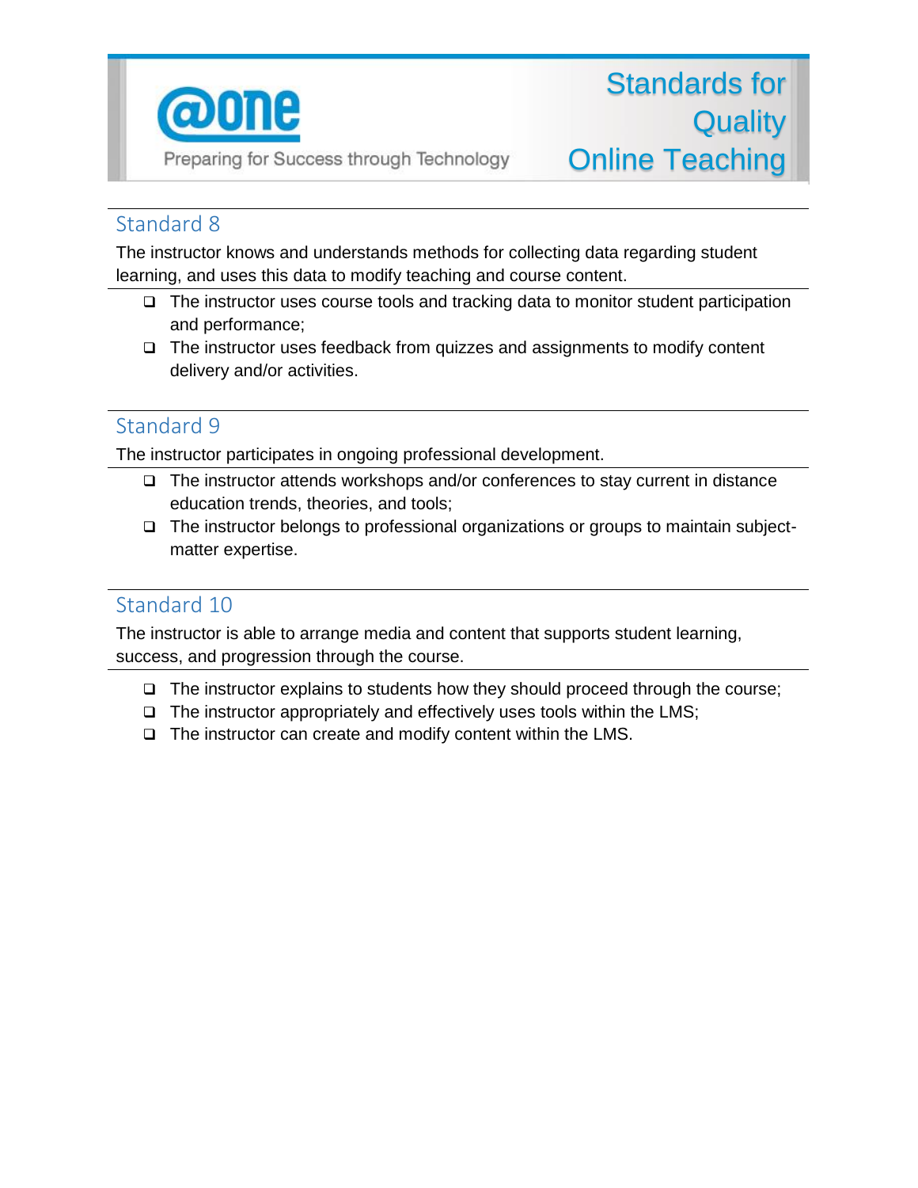## Standard 8

The instructor knows and understands methods for collecting data regarding student learning, and uses this data to modify teaching and course content.

- The instructor uses course tools and tracking data to monitor student participation and performance;
- The instructor uses feedback from quizzes and assignments to modify content delivery and/or activities.

## Standard 9

The instructor participates in ongoing professional development.

- The instructor attends workshops and/or conferences to stay current in distance education trends, theories, and tools;
- The instructor belongs to professional organizations or groups to maintain subject-matter expertise.

## Standard 10

The instructor is able to arrange media and content that supports student learning, success, and progression through the course.

- The instructor explains to students how they should proceed through the course;
- The instructor appropriately and effectively uses tools within the LMS;
- The instructor can create and modify content within the LMS.